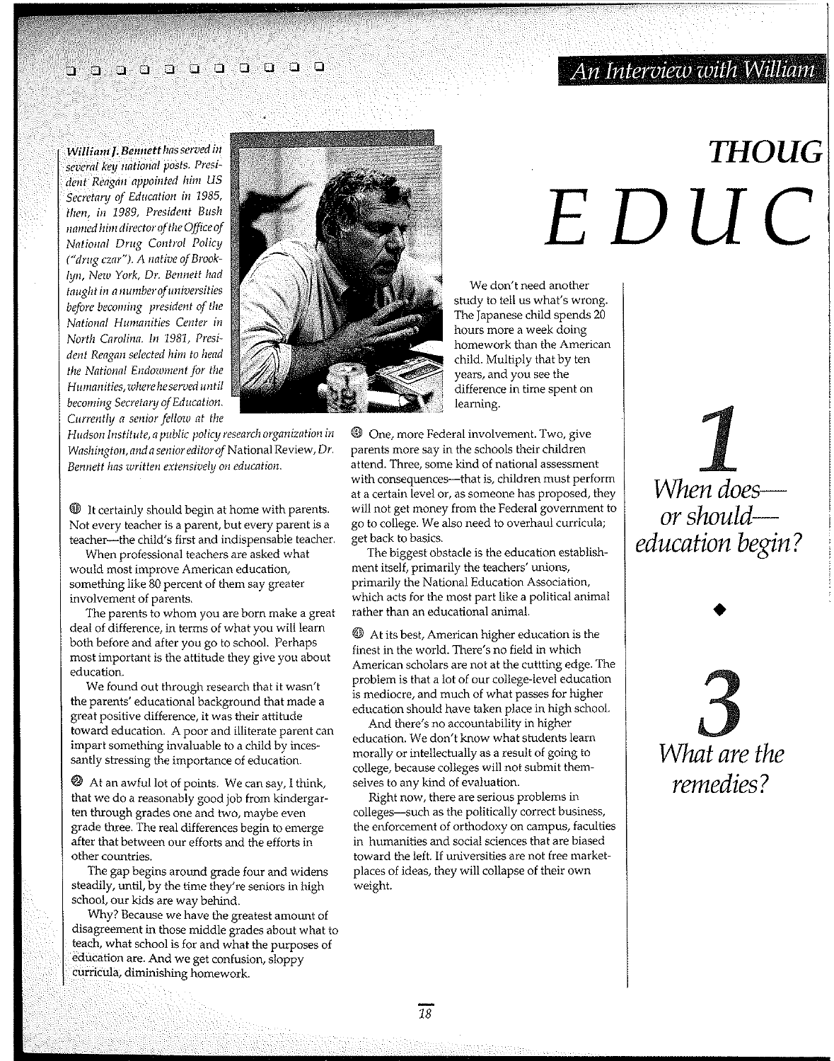*An Interview with William*

# THOUG

# EDUC

*William J. Bennett has served in several key national posts. President Reagan appointed him US Secretary of Education in 1985, then, in 1989, President Bush named him director of the Office of National Drug Control Policy ("drug czar"). A native of Brooklyn, New York, Dr. Bennett had taught in a number of universities before becoming president of the National Humanities Center in North Carolina. In 1981, President Reagan selected him to head the National Endowment for the Humanities, where he served until becoming Secretary of Education. Currently a senior fellow at the Hudson Institute, a public policy research organization in Washington, and a senior editor of* National Review, *Dr. Bennett has written extensively on education.*

## 1 When does— or should— education begin?

① It certainly should begin at home with parents. Not every teacher is a parent, but every parent is a teacher—the child's first and indispensable teacher.

When professional teachers are asked what would most improve American education, something like 80 percent of them say greater involvement of parents.

The parents to whom you are born make a great deal of difference, in terms of what you will learn both before and after you go to school. Perhaps most important is the attitude they give you about education.

We found out through research that it wasn't the parents' educational background that made a great positive difference, it was their attitude toward education. A poor and illiterate parent can impart something invaluable to a child by incessantly stressing the importance of education.

② At an awful lot of points. We can say, I think, that we do a reasonably good job from kindergarten through grades one and two, maybe even grade three. The real differences begin to emerge after that between our efforts and the efforts in other countries.

The gap begins around grade four and widens steadily, until, by the time they're seniors in high school, our kids are way behind.

Why? Because we have the greatest amount of disagreement in those middle grades about what to teach, what school is for and what the purposes of education are. And we get confusion, sloppy curricula, diminishing homework.

We don't need another study to tell us what's wrong. The Japanese child spends 20 hours more a week doing homework than the American child. Multiply that by ten years, and you see the difference in time spent on learning.

## 3 What are the remedies?

③ One, more Federal involvement. Two, give parents more say in the schools their children attend. Three, some kind of national assessment with consequences—that is, children must perform at a certain level or, as someone has proposed, they will not get money from the Federal government to go to college. We also need to overhaul curricula; get back to basics.

The biggest obstacle is the education establishment itself, primarily the teachers' unions, primarily the National Education Association, which acts for the most part like a political animal rather than an educational animal.

④ At its best, American higher education is the finest in the world. There's no field in which American scholars are not at the cuttting edge. The problem is that a lot of our college-level education is mediocre, and much of what passes for higher education should have taken place in high school.

And there's no accountability in higher education. We don't know what students learn morally or intellectually as a result of going to college, because colleges will not submit themselves to any kind of evaluation.

Right now, there are serious problems in colleges—such as the politically correct business, the enforcement of orthodoxy on campus, faculties in humanities and social sciences that are biased toward the left. If universities are not free marketplaces of ideas, they will collapse of their own weight.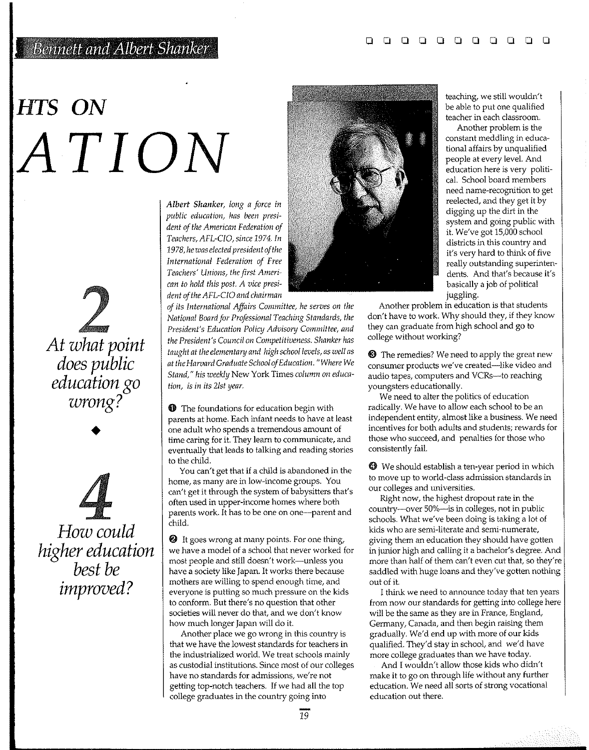# HTS ON

# ATION

*Albert Shanker, long a force in public education, has been president of the American Federation of Teachers, AFL-CIO, since 1974. In 1978, he was elected president of the International Federation of Free Teachers' Unions, the first American to hold this post. A vice president of the AFL-CIO and chairman of its International Affairs Committee, he serves on the National Board for Professional Teaching Standards, the President's Education Policy Advisory Committee, and the President's Council on Competitiveness. Shanker has taught at the elementary and high school levels, as well as at the Harvard Graduate School of Education. "Where We Stand," his weekly* New York Times *column on education, is in its 21st year.*

## 2

### *At what point does public education go wrong?*

◆

## 4

### *How could higher education best be improved?*

❶ The foundations for education begin with parents at home. Each infant needs to have at least one adult who spends a tremendous amount of time caring for it. They learn to communicate, and eventually that leads to talking and reading stories to the child.

You can't get that if a child is abandoned in the home, as many are in low-income groups. You can't get it through the system of babysitters that's often used in upper-income homes where both parents work. It has to be one on one—parent and child.

❷ It goes wrong at many points. For one thing, we have a model of a school that never worked for most people and still doesn't work—unless you have a society like Japan. It works there because mothers are willing to spend enough time, and everyone is putting so much pressure on the kids to conform. But there's no question that other societies will never do that, and we don't know how much longer Japan will do it.

Another place we go wrong in this country is that we have the lowest standards for teachers in the industrialized world. We treat schools mainly as custodial institutions. Since most of our colleges have no standards for admissions, we're not getting top-notch teachers. If we had all the top college graduates in the country going into teaching, we still wouldn't be able to put one qualified teacher in each classroom.

Another problem is the constant meddling in educational affairs by unqualified people at every level. And education here is very political. School board members need name-recognition to get reelected, and they get it by digging up the dirt in the system and going public with it. We've got 15,000 school districts in this country and it's very hard to think of five really outstanding superintendents. And that's because it's basically a job of political juggling.

Another problem in education is that students don't have to work. Why should they, if they know they can graduate from high school and go to college without working?

❸ The remedies? We need to apply the great new consumer products we've created—like video and audio tapes, computers and VCRs—to reaching youngsters educationally.

We need to alter the politics of education radically. We have to allow each school to be an independent entity, almost like a business. We need incentives for both adults and students; rewards for those who succeed, and penalties for those who consistently fail.

❹ We should establish a ten-year period in which to move up to world-class admission standards in our colleges and universities.

Right now, the highest dropout rate in the country—over 50%—is in colleges, not in public schools. What we've been doing is taking a lot of kids who are semi-literate and semi-numerate, giving them an education they should have gotten in junior high and calling it a bachelor's degree. And more than half of them can't even cut that, so they're saddled with huge loans and they've gotten nothing out of it.

I think we need to announce today that ten years from now our standards for getting into college here will be the same as they are in France, England, Germany, Canada, and then begin raising them gradually. We'd end up with more of our kids qualified. They'd stay in school, and we'd have more college graduates than we have today.

And I wouldn't allow those kids who didn't make it to go on through life without any further education. We need all sorts of strong vocational education out there.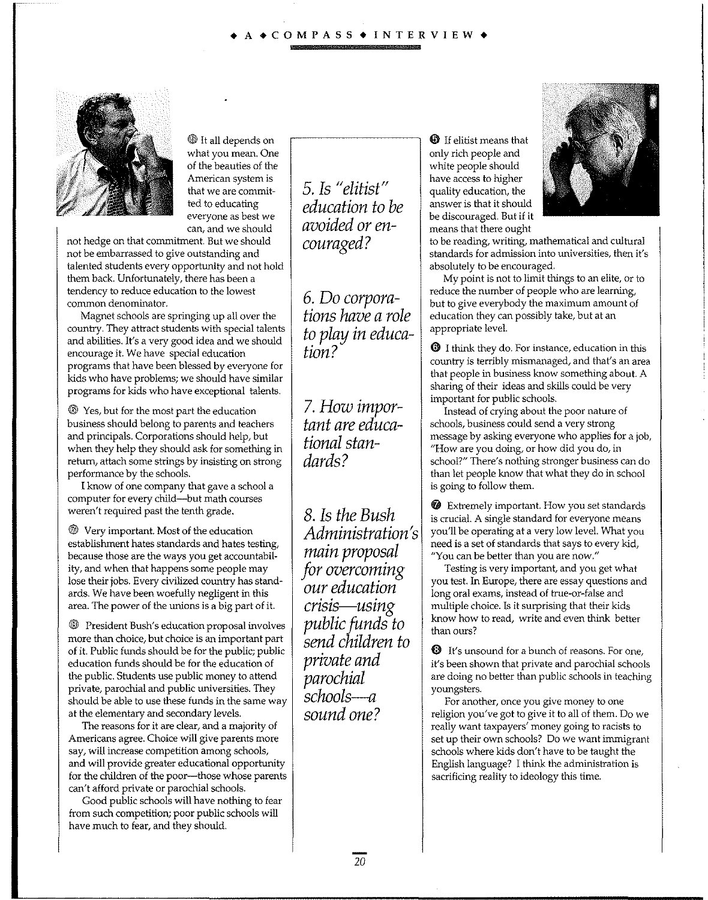5. Is "elitist" education to be avoided or encouraged?

6. Do corporations have a role to play in education?

7. How important are educational standards?

8. Is the Bush Administration's main proposal for overcoming our education crisis—using public funds to send children to private and parochial schools—a sound one?

⑤ It all depends on what you mean. One of the beauties of the American system is that we are committed to educating everyone as best we can, and we should not hedge on that commitment. But we should not be embarrassed to give outstanding and talented students every opportunity and not hold them back. Unfortunately, there has been a tendency to reduce education to the lowest common denominator.

Magnet schools are springing up all over the country. They attract students with special talents and abilities. It's a very good idea and we should encourage it. We have special education programs that have been blessed by everyone for kids who have problems; we should have similar programs for kids who have exceptional talents.

⑥ Yes, but for the most part the education business should belong to parents and teachers and principals. Corporations should help, but when they help they should ask for something in return, attach some strings by insisting on strong performance by the schools.

I know of one company that gave a school a computer for every child—but math courses weren't required past the tenth grade.

⑦ Very important. Most of the education establishment hates standards and hates testing, because those are the ways you get accountability, and when that happens some people may lose their jobs. Every civilized country has standards. We have been woefully negligent in this area. The power of the unions is a big part of it.

⑧ President Bush's education proposal involves more than choice, but choice is an important part of it. Public funds should be for the public; public education funds should be for the education of the public. Students use public money to attend private, parochial and public universities. They should be able to use these funds in the same way at the elementary and secondary levels.

The reasons for it are clear, and a majority of Americans agree. Choice will give parents more say, will increase competition among schools, and will provide greater educational opportunity for the children of the poor—those whose parents can't afford private or parochial schools.

Good public schools will have nothing to fear from such competition; poor public schools will have much to fear, and they should.

⑤ If elitist means that only rich people and white people should have access to higher quality education, the answer is that it should be discouraged. But if it means that there ought to be reading, writing, mathematical and cultural standards for admission into universities, then it's absolutely to be encouraged.

My point is not to limit things to an elite, or to reduce the number of people who are learning, but to give everybody the maximum amount of education they can possibly take, but at an appropriate level.

⑥ I think they do. For instance, education in this country is terribly mismanaged, and that's an area that people in business know something about. A sharing of their ideas and skills could be very important for public schools.

Instead of crying about the poor nature of schools, business could send a very strong message by asking everyone who applies for a job, "How are you doing, or how did you do, in school?" There's nothing stronger business can do than let people know that what they do in school is going to follow them.

⑦ Extremely important. How you set standards is crucial. A single standard for everyone means you'll be operating at a very low level. What you need is a set of standards that says to every kid, "You can be better than you are now."

Testing is very important, and you get what you test. In Europe, there are essay questions and long oral exams, instead of true-or-false and multiple choice. Is it surprising that their kids know how to read, write and even think better than ours?

⑧ It's unsound for a bunch of reasons. For one, it's been shown that private and parochial schools are doing no better than public schools in teaching youngsters.

For another, once you give money to one religion you've got to give it to all of them. Do we really want taxpayers' money going to racists to set up their own schools? Do we want immigrant schools where kids don't have to be taught the English language? I think the administration is sacrificing reality to ideology this time.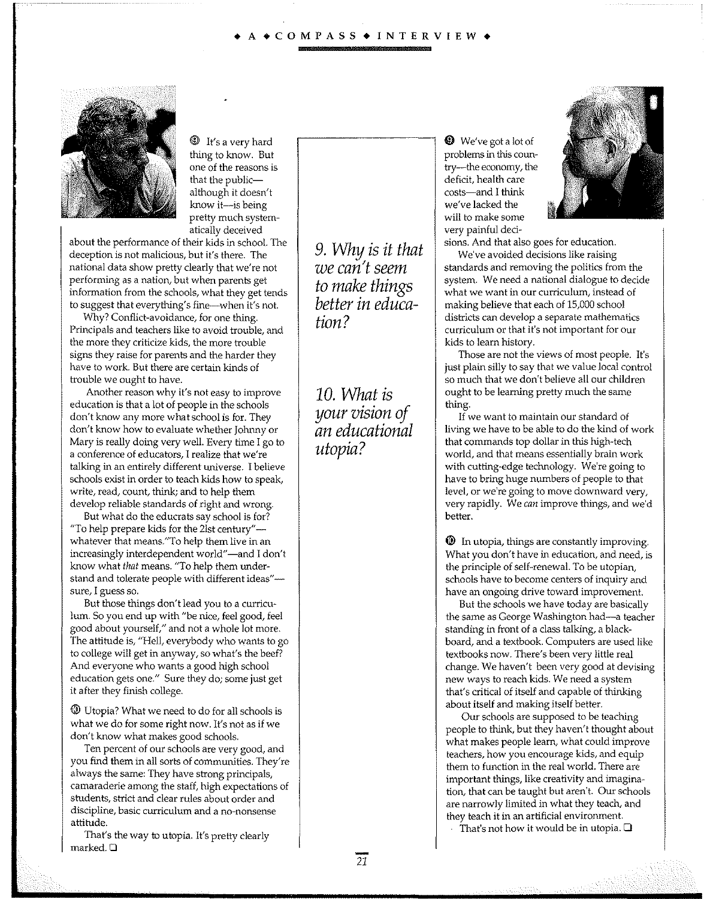**9. Why is it that we can't seem to make things better in education?**

⑨ It's a very hard thing to know. But one of the reasons is that the public—although it doesn't know it—is being pretty much systematically deceived about the performance of their kids in school. The deception is not malicious, but it's there. The national data show pretty clearly that we're not performing as a nation, but when parents get information from the schools, what they get tends to suggest that everything's fine—when it's not.

Why? Conflict-avoidance, for one thing. Principals and teachers like to avoid trouble, and the more they criticize kids, the more trouble signs they raise for parents and the harder they have to work. But there are certain kinds of trouble we ought to have.

Another reason why it's not easy to improve education is that a lot of people in the schools don't know any more what school is for. They don't know how to evaluate whether Johnny or Mary is really doing very well. Every time I go to a conference of educators, I realize that we're talking in an entirely different universe. I believe schools exist in order to teach kids how to speak, write, read, count, think; and to help them develop reliable standards of right and wrong.

But what do the educrats say school is for? "To help prepare kids for the 21st century"—whatever that means."To help them live in an increasingly interdependent world"—and I don't know what *that* means. "To help them understand and tolerate people with different ideas"—sure, I guess so.

But those things don't lead you to a curriculum. So you end up with "be nice, feel good, feel good about yourself," and not a whole lot more. The attitude is, "Hell, everybody who wants to go to college will get in anyway, so what's the beef? And everyone who wants a good high school education gets one." Sure they do; some just get it after they finish college.

⑨ We've got a lot of problems in this country—the economy, the deficit, health care costs—and I think we've lacked the will to make some very painful decisions. And that also goes for education.

We've avoided decisions like raising standards and removing the politics from the system. We need a national dialogue to decide what we want in our curriculum, instead of making believe that each of 15,000 school districts can develop a separate mathematics curriculum or that it's not important for our kids to learn history.

Those are not the views of most people. It's just plain silly to say that we value local control so much that we don't believe all our children ought to be learning pretty much the same thing.

If we want to maintain our standard of living we have to be able to do the kind of work that commands top dollar in this high-tech world, and that means essentially brain work with cutting-edge technology. We're going to have to bring huge numbers of people to that level, or we're going to move downward very, very rapidly. We *can* improve things, and we'd better.

**10. What is your vision of an educational utopia?**

⑩ Utopia? What we need to do for all schools is what we do for some right now. It's not as if we don't know what makes good schools.

Ten percent of our schools are very good, and you find them in all sorts of communities. They're always the same: They have strong principals, camaraderie among the staff, high expectations of students, strict and clear rules about order and discipline, basic curriculum and a no-nonsense attitude.

That's the way to utopia. It's pretty clearly marked. ❑

⑩ In utopia, things are constantly improving. What you don't have in education, and need, is the principle of self-renewal. To be utopian, schools have to become centers of inquiry and have an ongoing drive toward improvement.

But the schools we have today are basically the same as George Washington had—a teacher standing in front of a class talking, a blackboard, and a textbook. Computers are used like textbooks now. There's been very little real change. We haven't been very good at devising new ways to reach kids. We need a system that's critical of itself and capable of thinking about itself and making itself better.

Our schools are supposed to be teaching people to think, but they haven't thought about what makes people learn, what could improve teachers, how you encourage kids, and equip them to function in the real world. There are important things, like creativity and imagination, that can be taught but aren't. Our schools are narrowly limited in what they teach, and they teach it in an artificial environment.

That's not how it would be in utopia. ❑